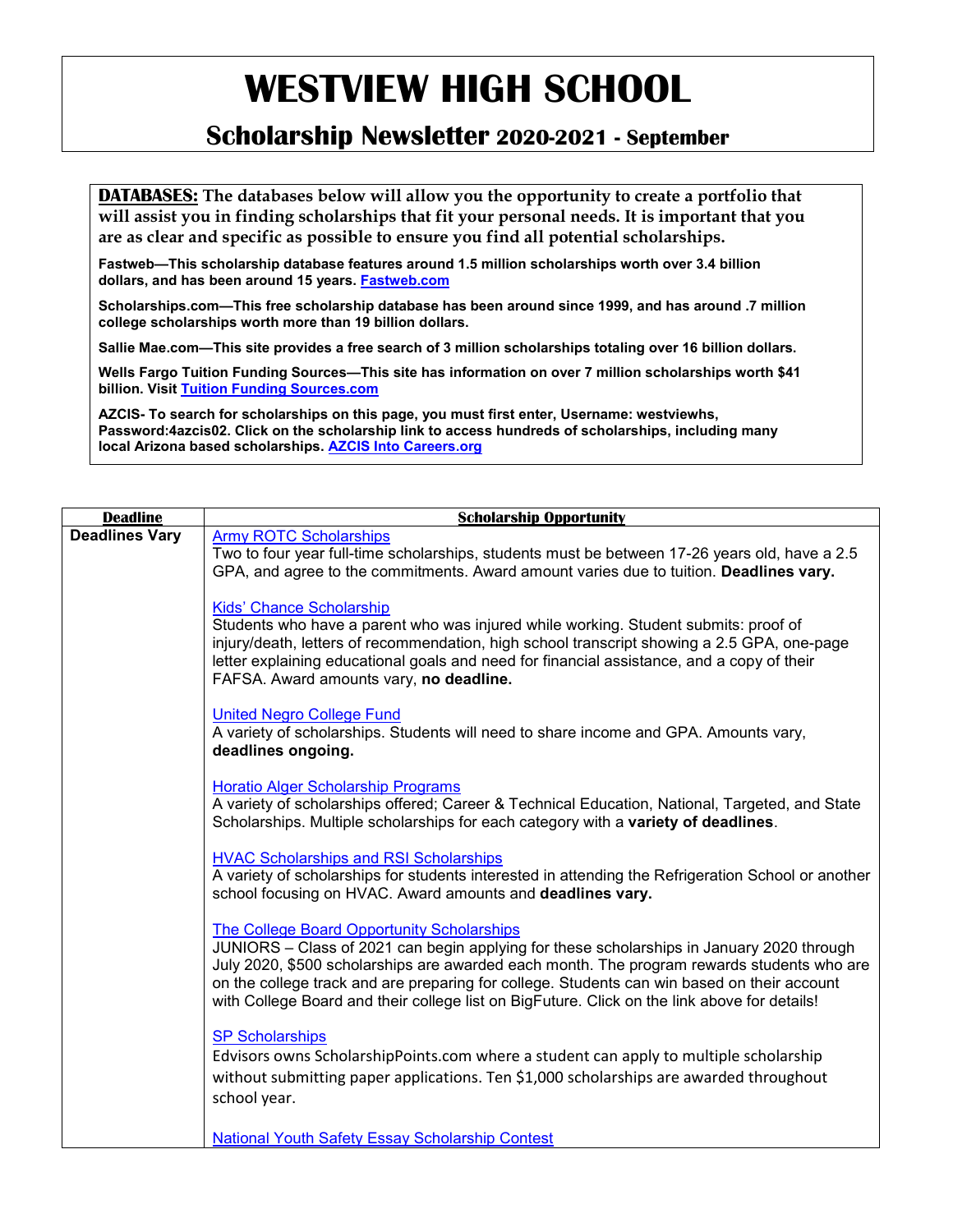# WESTVIEW HIGH SCHOOL

## Scholarship Newsletter 2020-2021 - September

**DATABASES:** **The databases below will allow you the opportunity to create a portfolio that will assist you in finding scholarships that fit your personal needs. It is important that you are as clear and specific as possible to ensure you find all potential scholarships.**

**Fastweb—This scholarship database features around 1.5 million scholarships worth over 3.4 billion dollars, and has been around 15 years. Fastweb.com**

**Scholarships.com—This free scholarship database has been around since 1999, and has around .7 million college scholarships worth more than 19 billion dollars.**

**Sallie Mae.com—This site provides a free search of 3 million scholarships totaling over 16 billion dollars.**

**Wells Fargo Tuition Funding Sources—This site has information on over 7 million scholarships worth $41 billion. Visit Tuition Funding Sources.com**

**AZCIS- To search for scholarships on this page, you must first enter, Username: westviewhs, Password:4azcis02. Click on the scholarship link to access hundreds of scholarships, including many local Arizona based scholarships. AZCIS Into Careers.org**

| Deadline | Scholarship Opportunity |
|---|---|
| **Deadlines Vary** | Army ROTC Scholarships<br>Two to four year full-time scholarships, students must be between 17-26 years old, have a 2.5 GPA, and agree to the commitments. Award amount varies due to tuition. **Deadlines vary.**<br><br>Kids' Chance Scholarship<br>Students who have a parent who was injured while working. Student submits: proof of injury/death, letters of recommendation, high school transcript showing a 2.5 GPA, one-page letter explaining educational goals and need for financial assistance, and a copy of their FAFSA. Award amounts vary, **no deadline.**<br><br>United Negro College Fund<br>A variety of scholarships. Students will need to share income and GPA. Amounts vary, **deadlines ongoing.**<br><br>Horatio Alger Scholarship Programs<br>A variety of scholarships offered; Career & Technical Education, National, Targeted, and State Scholarships. Multiple scholarships for each category with a **variety of deadlines**.<br><br>HVAC Scholarships and RSI Scholarships<br>A variety of scholarships for students interested in attending the Refrigeration School or another school focusing on HVAC. Award amounts and **deadlines vary.**<br><br>The College Board Opportunity Scholarships<br>JUNIORS – Class of 2021 can begin applying for these scholarships in January 2020 through July 2020, $500 scholarships are awarded each month. The program rewards students who are on the college track and are preparing for college. Students can win based on their account with College Board and their college list on BigFuture. Click on the link above for details!<br><br>SP Scholarships<br>Edvisors owns ScholarshipPoints.com where a student can apply to multiple scholarship without submitting paper applications. Ten $1,000 scholarships are awarded throughout school year.<br><br>National Youth Safety Essay Scholarship Contest |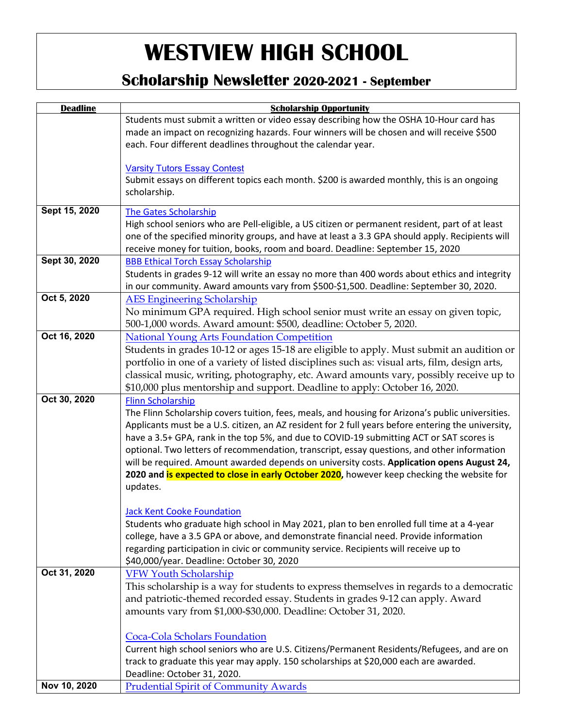# WESTVIEW HIGH SCHOOL

## Scholarship Newsletter 2020-2021 - September

| Deadline | Scholarship Opportunity |
|---|---|
| | Students must submit a written or video essay describing how the OSHA 10-Hour card has made an impact on recognizing hazards. Four winners will be chosen and will receive $500 each. Four different deadlines throughout the calendar year.<br><br>Varsity Tutors Essay Contest<br>Submit essays on different topics each month. $200 is awarded monthly, this is an ongoing scholarship. |
| **Sept 15, 2020** | The Gates Scholarship<br>High school seniors who are Pell-eligible, a US citizen or permanent resident, part of at least one of the specified minority groups, and have at least a 3.3 GPA should apply. Recipients will receive money for tuition, books, room and board. Deadline: September 15, 2020 |
| **Sept 30, 2020** | BBB Ethical Torch Essay Scholarship<br>Students in grades 9-12 will write an essay no more than 400 words about ethics and integrity in our community. Award amounts vary from $500-$1,500. Deadline: September 30, 2020. |
| **Oct 5, 2020** | AES Engineering Scholarship<br>No minimum GPA required. High school senior must write an essay on given topic, 500-1,000 words. Award amount: $500, deadline: October 5, 2020. |
| **Oct 16, 2020** | National Young Arts Foundation Competition<br>Students in grades 10-12 or ages 15-18 are eligible to apply. Must submit an audition or portfolio in one of a variety of listed disciplines such as: visual arts, film, design arts, classical music, writing, photography, etc. Award amounts vary, possibly receive up to $10,000 plus mentorship and support. Deadline to apply: October 16, 2020. |
| **Oct 30, 2020** | Flinn Scholarship<br>The Flinn Scholarship covers tuition, fees, meals, and housing for Arizona's public universities. Applicants must be a U.S. citizen, an AZ resident for 2 full years before entering the university, have a 3.5+ GPA, rank in the top 5%, and due to COVID-19 submitting ACT or SAT scores is optional. Two letters of recommendation, transcript, essay questions, and other information will be required. Amount awarded depends on university costs. **Application opens August 24, 2020 and is expected to close in early October 2020,** however keep checking the website for updates.<br><br>Jack Kent Cooke Foundation<br>Students who graduate high school in May 2021, plan to ben enrolled full time at a 4-year college, have a 3.5 GPA or above, and demonstrate financial need. Provide information regarding participation in civic or community service. Recipients will receive up to $40,000/year. Deadline: October 30, 2020 |
| **Oct 31, 2020** | VFW Youth Scholarship<br>This scholarship is a way for students to express themselves in regards to a democratic and patriotic-themed recorded essay. Students in grades 9-12 can apply. Award amounts vary from $1,000-$30,000. Deadline: October 31, 2020.<br><br>Coca-Cola Scholars Foundation<br>Current high school seniors who are U.S. Citizens/Permanent Residents/Refugees, and are on track to graduate this year may apply. 150 scholarships at $20,000 each are awarded. Deadline: October 31, 2020. |
| **Nov 10, 2020** | Prudential Spirit of Community Awards |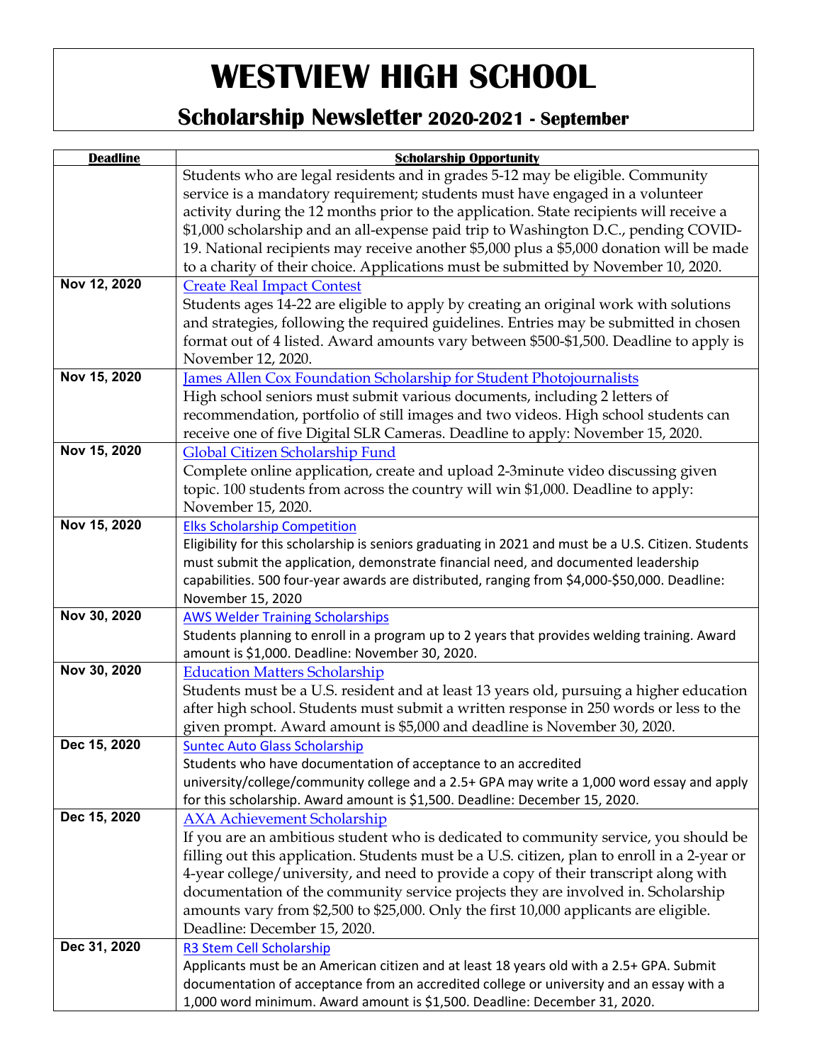# WESTVIEW HIGH SCHOOL

## Scholarship Newsletter 2020-2021 - September

| Deadline | Scholarship Opportunity |
|---|---|
| | Students who are legal residents and in grades 5-12 may be eligible. Community service is a mandatory requirement; students must have engaged in a volunteer activity during the 12 months prior to the application. State recipients will receive a $1,000 scholarship and an all-expense paid trip to Washington D.C., pending COVID-19. National recipients may receive another $5,000 plus a $5,000 donation will be made to a charity of their choice. Applications must be submitted by November 10, 2020. |
| Nov 12, 2020 | Create Real Impact Contest<br>Students ages 14-22 are eligible to apply by creating an original work with solutions and strategies, following the required guidelines. Entries may be submitted in chosen format out of 4 listed. Award amounts vary between $500-$1,500. Deadline to apply is November 12, 2020. |
| Nov 15, 2020 | James Allen Cox Foundation Scholarship for Student Photojournalists<br>High school seniors must submit various documents, including 2 letters of recommendation, portfolio of still images and two videos. High school students can receive one of five Digital SLR Cameras. Deadline to apply: November 15, 2020. |
| Nov 15, 2020 | Global Citizen Scholarship Fund<br>Complete online application, create and upload 2-3minute video discussing given topic. 100 students from across the country will win $1,000. Deadline to apply: November 15, 2020. |
| Nov 15, 2020 | Elks Scholarship Competition<br>Eligibility for this scholarship is seniors graduating in 2021 and must be a U.S. Citizen. Students must submit the application, demonstrate financial need, and documented leadership capabilities. 500 four-year awards are distributed, ranging from $4,000-$50,000. Deadline: November 15, 2020 |
| Nov 30, 2020 | AWS Welder Training Scholarships<br>Students planning to enroll in a program up to 2 years that provides welding training. Award amount is $1,000. Deadline: November 30, 2020. |
| Nov 30, 2020 | Education Matters Scholarship<br>Students must be a U.S. resident and at least 13 years old, pursuing a higher education after high school. Students must submit a written response in 250 words or less to the given prompt. Award amount is $5,000 and deadline is November 30, 2020. |
| Dec 15, 2020 | Suntec Auto Glass Scholarship<br>Students who have documentation of acceptance to an accredited university/college/community college and a 2.5+ GPA may write a 1,000 word essay and apply for this scholarship. Award amount is $1,500. Deadline: December 15, 2020. |
| Dec 15, 2020 | AXA Achievement Scholarship<br>If you are an ambitious student who is dedicated to community service, you should be filling out this application. Students must be a U.S. citizen, plan to enroll in a 2-year or 4-year college/university, and need to provide a copy of their transcript along with documentation of the community service projects they are involved in. Scholarship amounts vary from $2,500 to $25,000. Only the first 10,000 applicants are eligible. Deadline: December 15, 2020. |
| Dec 31, 2020 | R3 Stem Cell Scholarship<br>Applicants must be an American citizen and at least 18 years old with a 2.5+ GPA. Submit documentation of acceptance from an accredited college or university and an essay with a 1,000 word minimum. Award amount is $1,500. Deadline: December 31, 2020. |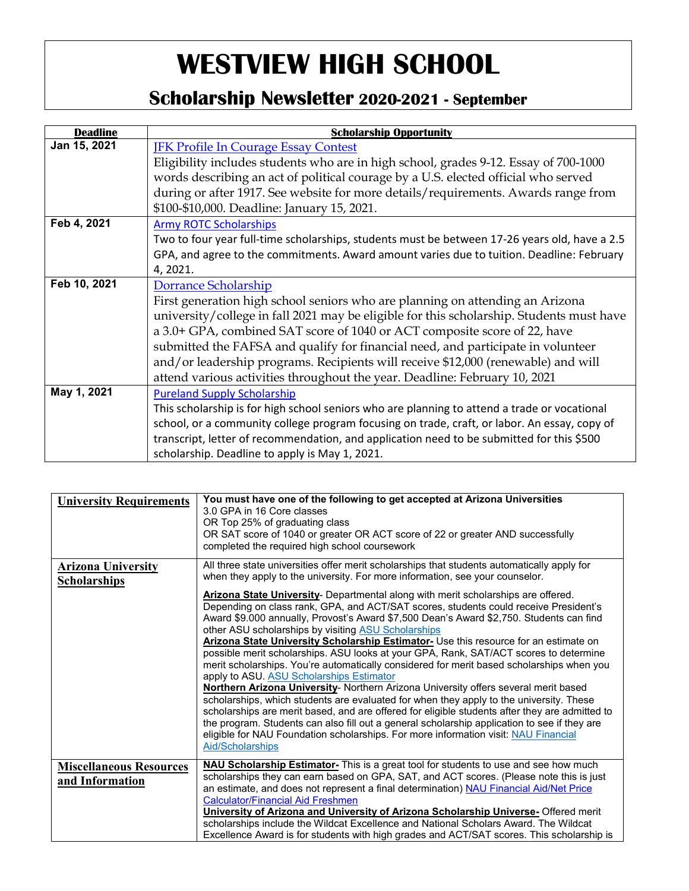# WESTVIEW HIGH SCHOOL

## Scholarship Newsletter 2020-2021 - September

| Deadline | Scholarship Opportunity |
|---|---|
| Jan 15, 2021 | JFK Profile In Courage Essay Contest<br>Eligibility includes students who are in high school, grades 9-12. Essay of 700-1000 words describing an act of political courage by a U.S. elected official who served during or after 1917. See website for more details/requirements. Awards range from $100-$10,000. Deadline: January 15, 2021. |
| Feb 4, 2021 | Army ROTC Scholarships<br>Two to four year full-time scholarships, students must be between 17-26 years old, have a 2.5 GPA, and agree to the commitments. Award amount varies due to tuition. Deadline: February 4, 2021. |
| Feb 10, 2021 | Dorrance Scholarship<br>First generation high school seniors who are planning on attending an Arizona university/college in fall 2021 may be eligible for this scholarship. Students must have a 3.0+ GPA, combined SAT score of 1040 or ACT composite score of 22, have submitted the FAFSA and qualify for financial need, and participate in volunteer and/or leadership programs. Recipients will receive $12,000 (renewable) and will attend various activities throughout the year. Deadline: February 10, 2021 |
| May 1, 2021 | Pureland Supply Scholarship<br>This scholarship is for high school seniors who are planning to attend a trade or vocational school, or a community college program focusing on trade, craft, or labor. An essay, copy of transcript, letter of recommendation, and application need to be submitted for this $500 scholarship. Deadline to apply is May 1, 2021. |

| | |
|---|---|
| **University Requirements** | **You must have one of the following to get accepted at Arizona Universities**<br>3.0 GPA in 16 Core classes<br>OR Top 25% of graduating class<br>OR SAT score of 1040 or greater OR ACT score of 22 or greater AND successfully completed the required high school coursework |
| **Arizona University Scholarships** | All three state universities offer merit scholarships that students automatically apply for when they apply to the university. For more information, see your counselor.<br><br>**Arizona State University**- Departmental along with merit scholarships are offered. Depending on class rank, GPA, and ACT/SAT scores, students could receive President's Award $9.000 annually, Provost's Award $7,500 Dean's Award $2,750. Students can find other ASU scholarships by visiting ASU Scholarships<br>**Arizona State University Scholarship Estimator-** Use this resource for an estimate on possible merit scholarships. ASU looks at your GPA, Rank, SAT/ACT scores to determine merit scholarships. You're automatically considered for merit based scholarships when you apply to ASU. ASU Scholarships Estimator<br>**Northern Arizona University**- Northern Arizona University offers several merit based scholarships, which students are evaluated for when they apply to the university. These scholarships are merit based, and are offered for eligible students after they are admitted to the program. Students can also fill out a general scholarship application to see if they are eligible for NAU Foundation scholarships. For more information visit: NAU Financial Aid/Scholarships |
| **Miscellaneous Resources and Information** | **NAU Scholarship Estimator-** This is a great tool for students to use and see how much scholarships they can earn based on GPA, SAT, and ACT scores. (Please note this is just an estimate, and does not represent a final determination) NAU Financial Aid/Net Price Calculator/Financial Aid Freshmen<br>**University of Arizona and University of Arizona Scholarship Universe-** Offered merit scholarships include the Wildcat Excellence and National Scholars Award. The Wildcat Excellence Award is for students with high grades and ACT/SAT scores. This scholarship is |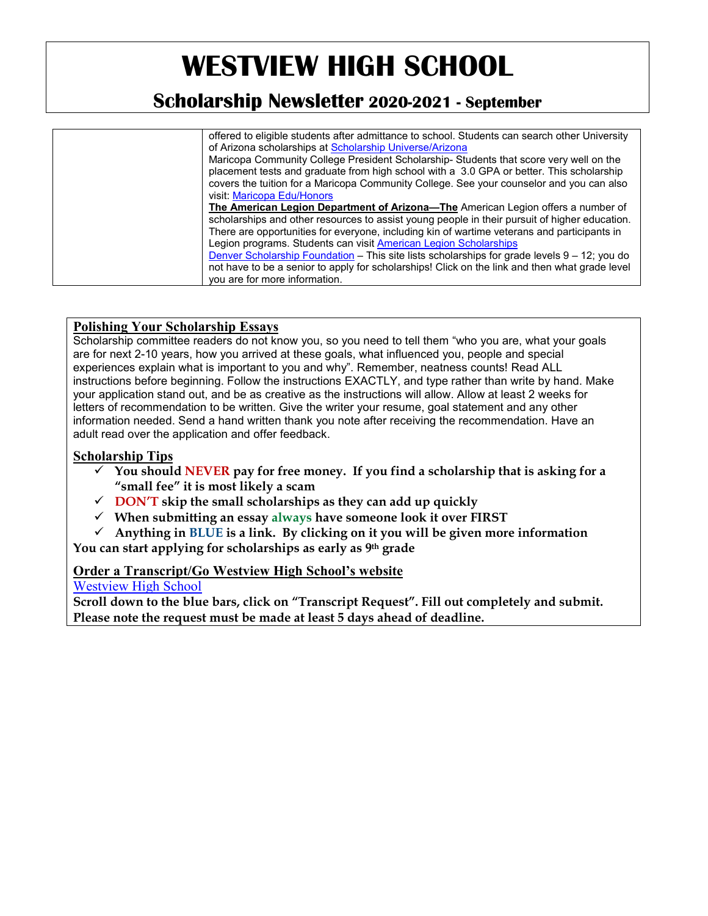# WESTVIEW HIGH SCHOOL

## Scholarship Newsletter 2020-2021 - September

| | |
|---|---|
| | offered to eligible students after admittance to school. Students can search other University of Arizona scholarships at Scholarship Universe/Arizona<br>Maricopa Community College President Scholarship- Students that score very well on the placement tests and graduate from high school with a 3.0 GPA or better. This scholarship covers the tuition for a Maricopa Community College. See your counselor and you can also visit: Maricopa Edu/Honors<br>**The American Legion Department of Arizona—The** American Legion offers a number of scholarships and other resources to assist young people in their pursuit of higher education. There are opportunities for everyone, including kin of wartime veterans and participants in Legion programs. Students can visit American Legion Scholarships<br>Denver Scholarship Foundation – This site lists scholarships for grade levels 9 – 12; you do not have to be a senior to apply for scholarships! Click on the link and then what grade level you are for more information. |

### Polishing Your Scholarship Essays

Scholarship committee readers do not know you, so you need to tell them "who you are, what your goals are for next 2-10 years, how you arrived at these goals, what influenced you, people and special experiences explain what is important to you and why". Remember, neatness counts! Read ALL instructions before beginning. Follow the instructions EXACTLY, and type rather than write by hand. Make your application stand out, and be as creative as the instructions will allow. Allow at least 2 weeks for letters of recommendation to be written. Give the writer your resume, goal statement and any other information needed. Send a hand written thank you note after receiving the recommendation. Have an adult read over the application and offer feedback.

### Scholarship Tips

- ✓ **You should NEVER pay for free money. If you find a scholarship that is asking for a "small fee" it is most likely a scam**
- ✓ **DON'T skip the small scholarships as they can add up quickly**
- ✓ **When submitting an essay always have someone look it over FIRST**
- ✓ **Anything in BLUE is a link. By clicking on it you will be given more information**

**You can start applying for scholarships as early as 9th grade**

### Order a Transcript/Go Westview High School's website

Westview High School

**Scroll down to the blue bars, click on "Transcript Request". Fill out completely and submit. Please note the request must be made at least 5 days ahead of deadline.**